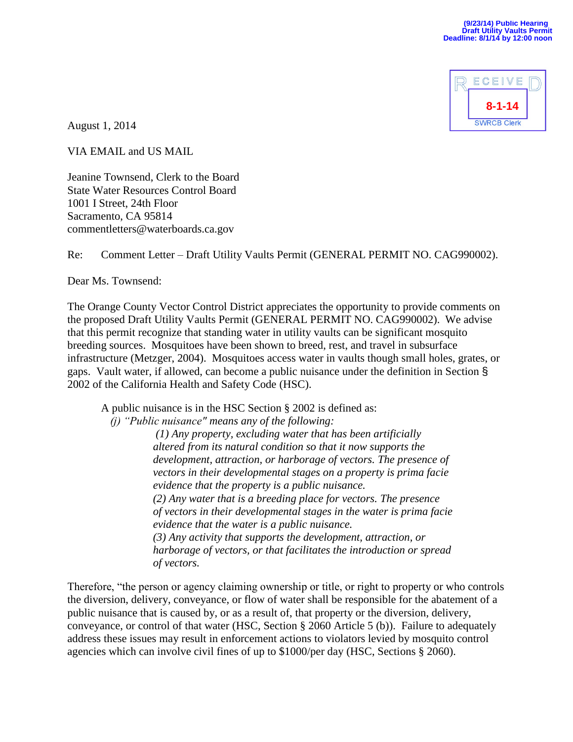(9/23/14) Public Hearing
Draft Utility Vaults Permit
Deadline: 8/1/14 by 12:00 noon

RECEIVED
8-1-14
SWRCB Clerk

August 1, 2014

VIA EMAIL and US MAIL

Jeanine Townsend, Clerk to the Board
State Water Resources Control Board
1001 I Street, 24th Floor
Sacramento, CA 95814
commentletters@waterboards.ca.gov

Re: Comment Letter – Draft Utility Vaults Permit (GENERAL PERMIT NO. CAG990002).

Dear Ms. Townsend:

The Orange County Vector Control District appreciates the opportunity to provide comments on the proposed Draft Utility Vaults Permit (GENERAL PERMIT NO. CAG990002). We advise that this permit recognize that standing water in utility vaults can be significant mosquito breeding sources. Mosquitoes have been shown to breed, rest, and travel in subsurface infrastructure (Metzger, 2004). Mosquitoes access water in vaults though small holes, grates, or gaps. Vault water, if allowed, can become a public nuisance under the definition in Section § 2002 of the California Health and Safety Code (HSC).

> A public nuisance is in the HSC Section § 2002 is defined as:
>
> *(j) "Public nuisance" means any of the following:*
>
> *(1) Any property, excluding water that has been artificially altered from its natural condition so that it now supports the development, attraction, or harborage of vectors. The presence of vectors in their developmental stages on a property is prima facie evidence that the property is a public nuisance.*
>
> *(2) Any water that is a breeding place for vectors. The presence of vectors in their developmental stages in the water is prima facie evidence that the water is a public nuisance.*
>
> *(3) Any activity that supports the development, attraction, or harborage of vectors, or that facilitates the introduction or spread of vectors.*

Therefore, "the person or agency claiming ownership or title, or right to property or who controls the diversion, delivery, conveyance, or flow of water shall be responsible for the abatement of a public nuisance that is caused by, or as a result of, that property or the diversion, delivery, conveyance, or control of that water (HSC, Section § 2060 Article 5 (b)). Failure to adequately address these issues may result in enforcement actions to violators levied by mosquito control agencies which can involve civil fines of up to $1000/per day (HSC, Sections § 2060).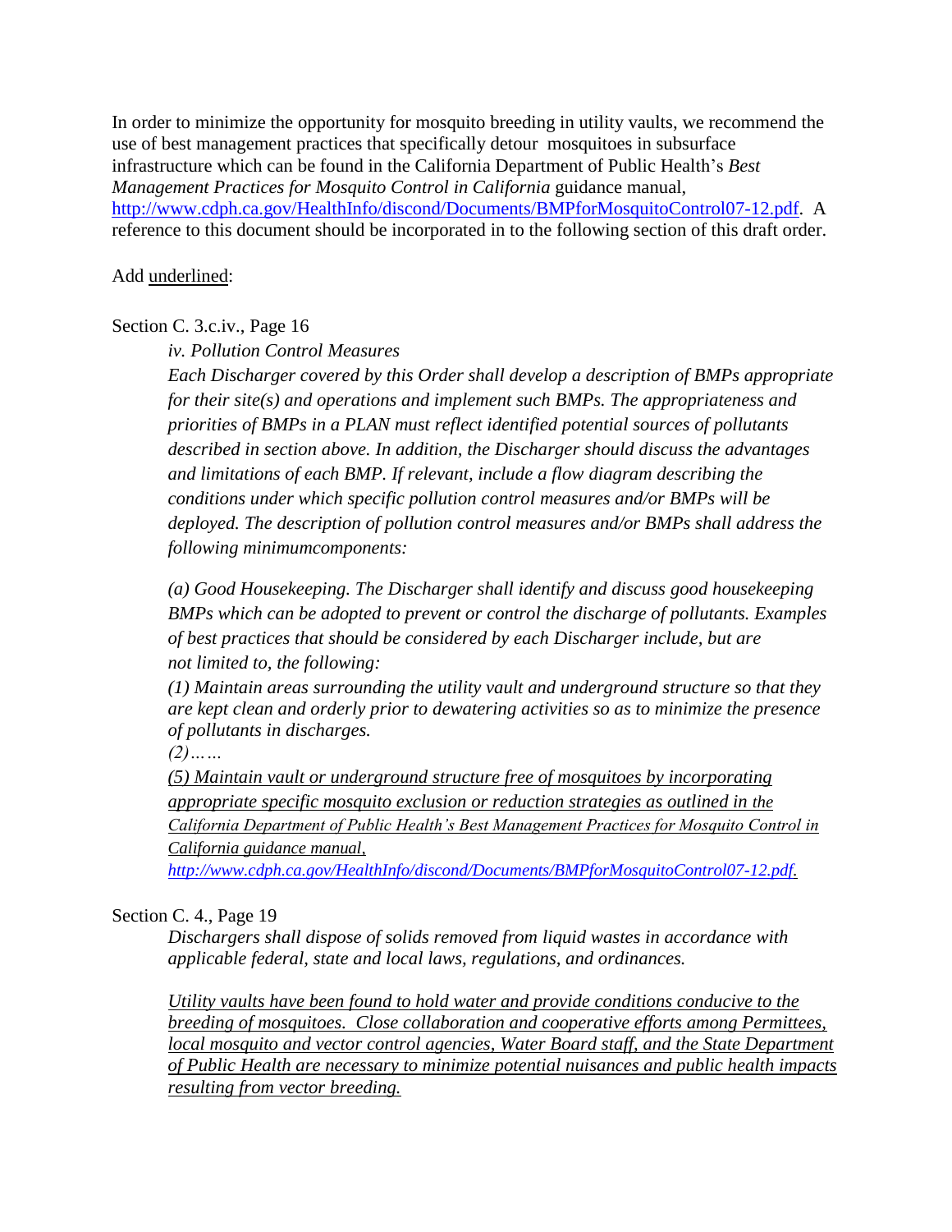In order to minimize the opportunity for mosquito breeding in utility vaults, we recommend the use of best management practices that specifically detour mosquitoes in subsurface infrastructure which can be found in the California Department of Public Health's *Best Management Practices for Mosquito Control in California* guidance manual, http://www.cdph.ca.gov/HealthInfo/discond/Documents/BMPforMosquitoControl07-12.pdf. A reference to this document should be incorporated in to the following section of this draft order.

Add <u>underlined</u>:

Section C. 3.c.iv., Page 16

> *iv. Pollution Control Measures*
>
> *Each Discharger covered by this Order shall develop a description of BMPs appropriate for their site(s) and operations and implement such BMPs. The appropriateness and priorities of BMPs in a PLAN must reflect identified potential sources of pollutants described in section above. In addition, the Discharger should discuss the advantages and limitations of each BMP. If relevant, include a flow diagram describing the conditions under which specific pollution control measures and/or BMPs will be deployed. The description of pollution control measures and/or BMPs shall address the following minimumcomponents:*
>
> *(a) Good Housekeeping. The Discharger shall identify and discuss good housekeeping BMPs which can be adopted to prevent or control the discharge of pollutants. Examples of best practices that should be considered by each Discharger include, but are not limited to, the following:*
>
> *(1) Maintain areas surrounding the utility vault and underground structure so that they are kept clean and orderly prior to dewatering activities so as to minimize the presence of pollutants in discharges.*
>
> *(2)……*
>
> <u>*(5) Maintain vault or underground structure free of mosquitoes by incorporating appropriate specific mosquito exclusion or reduction strategies as outlined in the California Department of Public Health's Best Management Practices for Mosquito Control in California guidance manual, http://www.cdph.ca.gov/HealthInfo/discond/Documents/BMPforMosquitoControl07-12.pdf.*</u>

Section C. 4., Page 19

> *Dischargers shall dispose of solids removed from liquid wastes in accordance with applicable federal, state and local laws, regulations, and ordinances.*
>
> <u>*Utility vaults have been found to hold water and provide conditions conducive to the breeding of mosquitoes. Close collaboration and cooperative efforts among Permittees, local mosquito and vector control agencies, Water Board staff, and the State Department of Public Health are necessary to minimize potential nuisances and public health impacts resulting from vector breeding.*</u>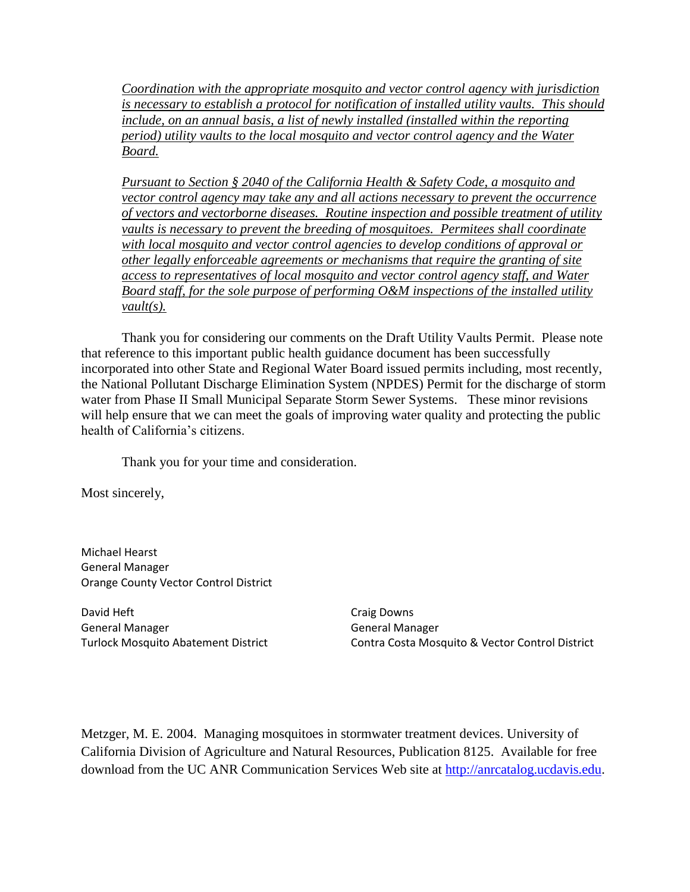<u>*Coordination with the appropriate mosquito and vector control agency with jurisdiction is necessary to establish a protocol for notification of installed utility vaults. This should include, on an annual basis, a list of newly installed (installed within the reporting period) utility vaults to the local mosquito and vector control agency and the Water Board.*</u>

<u>*Pursuant to Section § 2040 of the California Health & Safety Code, a mosquito and vector control agency may take any and all actions necessary to prevent the occurrence of vectors and vectorborne diseases. Routine inspection and possible treatment of utility vaults is necessary to prevent the breeding of mosquitoes. Permitees shall coordinate with local mosquito and vector control agencies to develop conditions of approval or other legally enforceable agreements or mechanisms that require the granting of site access to representatives of local mosquito and vector control agency staff, and Water Board staff, for the sole purpose of performing O&M inspections of the installed utility vault(s).*</u>

Thank you for considering our comments on the Draft Utility Vaults Permit. Please note that reference to this important public health guidance document has been successfully incorporated into other State and Regional Water Board issued permits including, most recently, the National Pollutant Discharge Elimination System (NPDES) Permit for the discharge of storm water from Phase II Small Municipal Separate Storm Sewer Systems. These minor revisions will help ensure that we can meet the goals of improving water quality and protecting the public health of California's citizens.

Thank you for your time and consideration.

Most sincerely,

Michael Hearst
General Manager
Orange County Vector Control District

David Heft
General Manager
Turlock Mosquito Abatement District

Craig Downs
General Manager
Contra Costa Mosquito & Vector Control District

Metzger, M. E. 2004. Managing mosquitoes in stormwater treatment devices. University of California Division of Agriculture and Natural Resources, Publication 8125. Available for free download from the UC ANR Communication Services Web site at http://anrcatalog.ucdavis.edu.